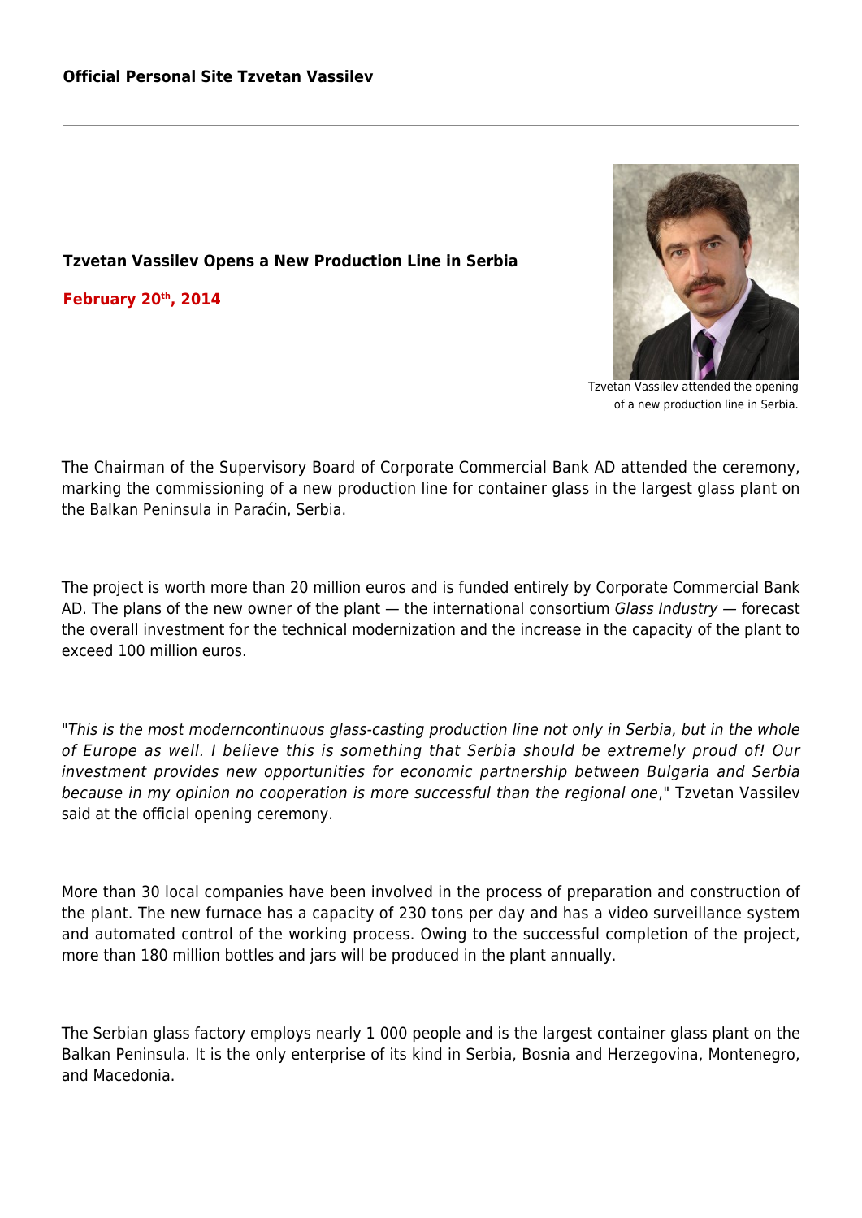**Official Personal Site Tzvetan Vassilev**

### Tzvetan Vassilev Opens a New Production Line in Serbia

**February 20th, 2014**

Tzvetan Vassilev attended the opening of a new production line in Serbia.

The Chairman of the Supervisory Board of Corporate Commercial Bank AD attended the ceremony, marking the commissioning of a new production line for container glass in the largest glass plant on the Balkan Peninsula in Paraćin, Serbia.

The project is worth more than 20 million euros and is funded entirely by Corporate Commercial Bank AD. The plans of the new owner of the plant — the international consortium *Glass Industry* — forecast the overall investment for the technical modernization and the increase in the capacity of the plant to exceed 100 million euros.

"*This is the most moderncontinuous glass-casting production line not only in Serbia, but in the whole of Europe as well. I believe this is something that Serbia should be extremely proud of! Our investment provides new opportunities for economic partnership between Bulgaria and Serbia because in my opinion no cooperation is more successful than the regional one*," Tzvetan Vassilev said at the official opening ceremony.

More than 30 local companies have been involved in the process of preparation and construction of the plant. The new furnace has a capacity of 230 tons per day and has a video surveillance system and automated control of the working process. Owing to the successful completion of the project, more than 180 million bottles and jars will be produced in the plant annually.

The Serbian glass factory employs nearly 1 000 people and is the largest container glass plant on the Balkan Peninsula. It is the only enterprise of its kind in Serbia, Bosnia and Herzegovina, Montenegro, and Macedonia.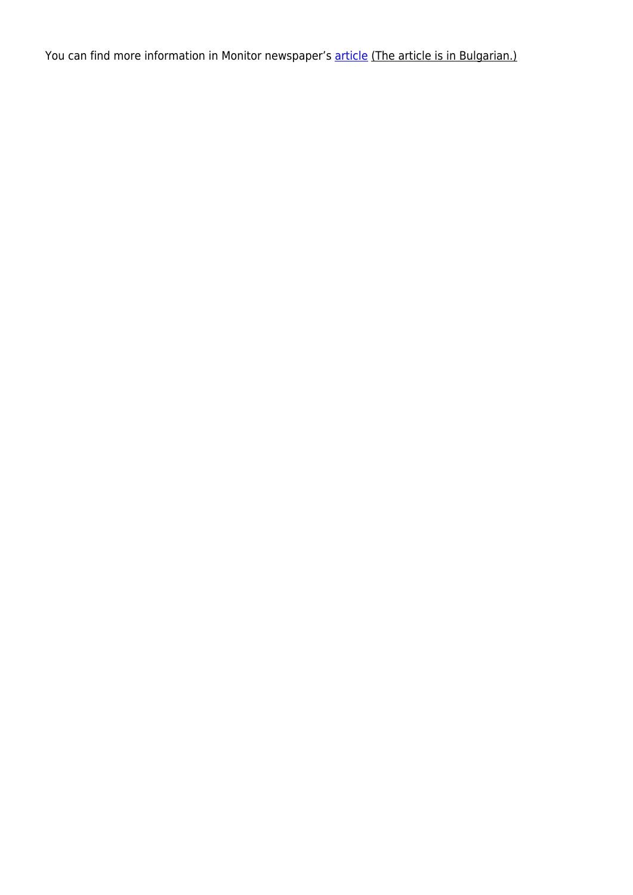You can find more information in Monitor newspaper's [article](#) (The article is in Bulgarian.)